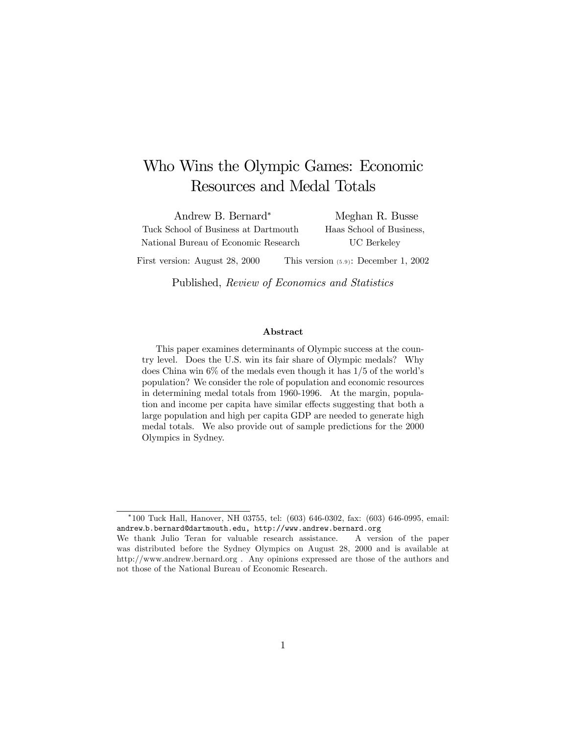# Who Wins the Olympic Games: Economic Resources and Medal Totals

Andrew B. Bernard*
Tuck School of Business at Dartmouth
National Bureau of Economic Research

Meghan R. Busse
Haas School of Business,
UC Berkeley

First version: August 28, 2000 This version (5.9): December 1, 2002

Published, *Review of Economics and Statistics*

### Abstract

This paper examines determinants of Olympic success at the country level. Does the U.S. win its fair share of Olympic medals? Why does China win 6% of the medals even though it has 1/5 of the world's population? We consider the role of population and economic resources in determining medal totals from 1960-1996. At the margin, population and income per capita have similar effects suggesting that both a large population and high per capita GDP are needed to generate high medal totals. We also provide out of sample predictions for the 2000 Olympics in Sydney.

---

*100 Tuck Hall, Hanover, NH 03755, tel: (603) 646-0302, fax: (603) 646-0995, email: andrew.b.bernard@dartmouth.edu, http://www.andrew.bernard.org

We thank Julio Teran for valuable research assistance. A version of the paper was distributed before the Sydney Olympics on August 28, 2000 and is available at http://www.andrew.bernard.org . Any opinions expressed are those of the authors and not those of the National Bureau of Economic Research.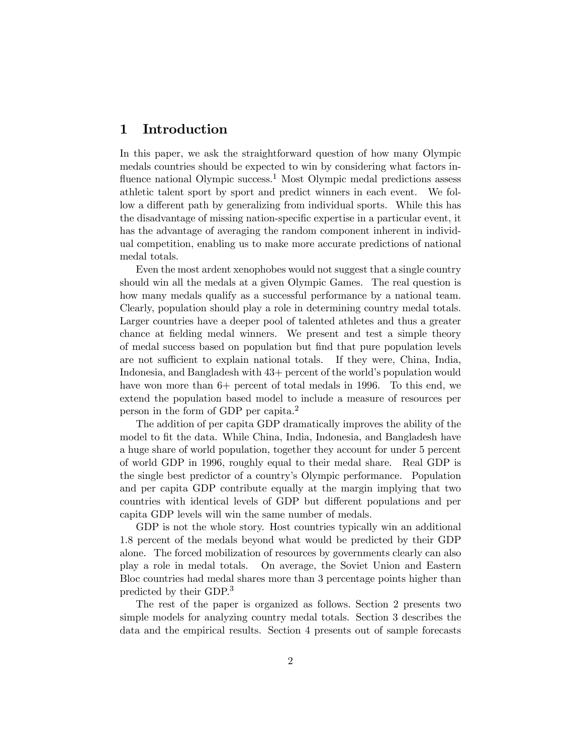# 1 Introduction

In this paper, we ask the straightforward question of how many Olympic medals countries should be expected to win by considering what factors influence national Olympic success.[1] Most Olympic medal predictions assess athletic talent sport by sport and predict winners in each event. We follow a different path by generalizing from individual sports. While this has the disadvantage of missing nation-specific expertise in a particular event, it has the advantage of averaging the random component inherent in individual competition, enabling us to make more accurate predictions of national medal totals.

Even the most ardent xenophobes would not suggest that a single country should win all the medals at a given Olympic Games. The real question is how many medals qualify as a successful performance by a national team. Clearly, population should play a role in determining country medal totals. Larger countries have a deeper pool of talented athletes and thus a greater chance at fielding medal winners. We present and test a simple theory of medal success based on population but find that pure population levels are not sufficient to explain national totals. If they were, China, India, Indonesia, and Bangladesh with 43+ percent of the world's population would have won more than 6+ percent of total medals in 1996. To this end, we extend the population based model to include a measure of resources per person in the form of GDP per capita.[2]

The addition of per capita GDP dramatically improves the ability of the model to fit the data. While China, India, Indonesia, and Bangladesh have a huge share of world population, together they account for under 5 percent of world GDP in 1996, roughly equal to their medal share. Real GDP is the single best predictor of a country's Olympic performance. Population and per capita GDP contribute equally at the margin implying that two countries with identical levels of GDP but different populations and per capita GDP levels will win the same number of medals.

GDP is not the whole story. Host countries typically win an additional 1.8 percent of the medals beyond what would be predicted by their GDP alone. The forced mobilization of resources by governments clearly can also play a role in medal totals. On average, the Soviet Union and Eastern Bloc countries had medal shares more than 3 percentage points higher than predicted by their GDP.[3]

The rest of the paper is organized as follows. Section 2 presents two simple models for analyzing country medal totals. Section 3 describes the data and the empirical results. Section 4 presents out of sample forecasts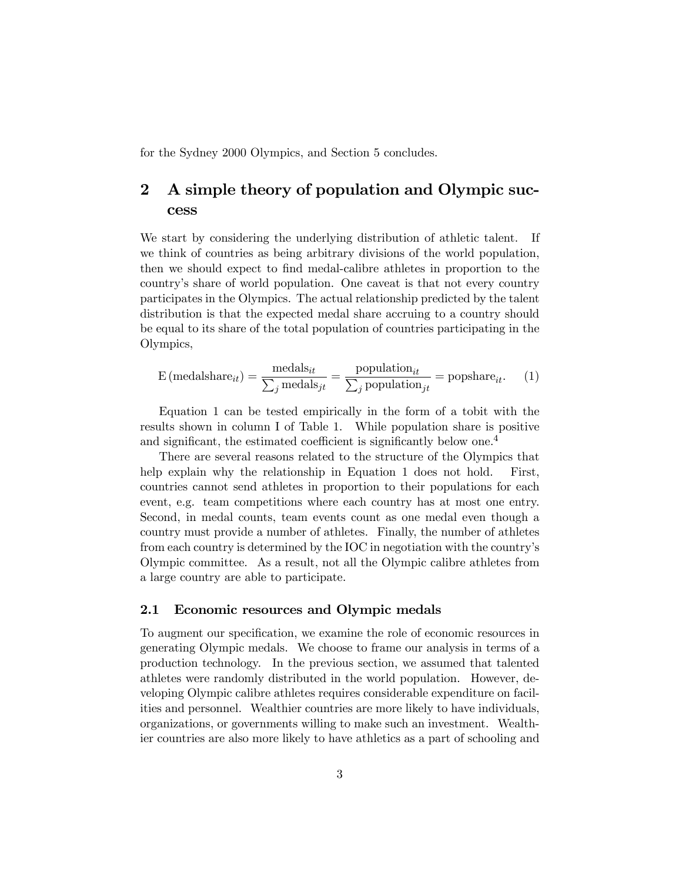for the Sydney 2000 Olympics, and Section 5 concludes.

## 2 A simple theory of population and Olympic success

We start by considering the underlying distribution of athletic talent. If we think of countries as being arbitrary divisions of the world population, then we should expect to find medal-calibre athletes in proportion to the country's share of world population. One caveat is that not every country participates in the Olympics. The actual relationship predicted by the talent distribution is that the expected medal share accruing to a country should be equal to its share of the total population of countries participating in the Olympics,

$$\mathrm{E}\left(\mathrm{medalshare}_{it}\right) = \frac{\mathrm{medals}_{it}}{\sum_j \mathrm{medals}_{jt}} = \frac{\mathrm{population}_{it}}{\sum_j \mathrm{population}_{jt}} = \mathrm{popshare}_{it}. \quad (1)$$

Equation 1 can be tested empirically in the form of a tobit with the results shown in column I of Table 1. While population share is positive and significant, the estimated coefficient is significantly below one.[4]

There are several reasons related to the structure of the Olympics that help explain why the relationship in Equation 1 does not hold. First, countries cannot send athletes in proportion to their populations for each event, e.g. team competitions where each country has at most one entry. Second, in medal counts, team events count as one medal even though a country must provide a number of athletes. Finally, the number of athletes from each country is determined by the IOC in negotiation with the country's Olympic committee. As a result, not all the Olympic calibre athletes from a large country are able to participate.

### 2.1 Economic resources and Olympic medals

To augment our specification, we examine the role of economic resources in generating Olympic medals. We choose to frame our analysis in terms of a production technology. In the previous section, we assumed that talented athletes were randomly distributed in the world population. However, developing Olympic calibre athletes requires considerable expenditure on facilities and personnel. Wealthier countries are more likely to have individuals, organizations, or governments willing to make such an investment. Wealthier countries are also more likely to have athletics as a part of schooling and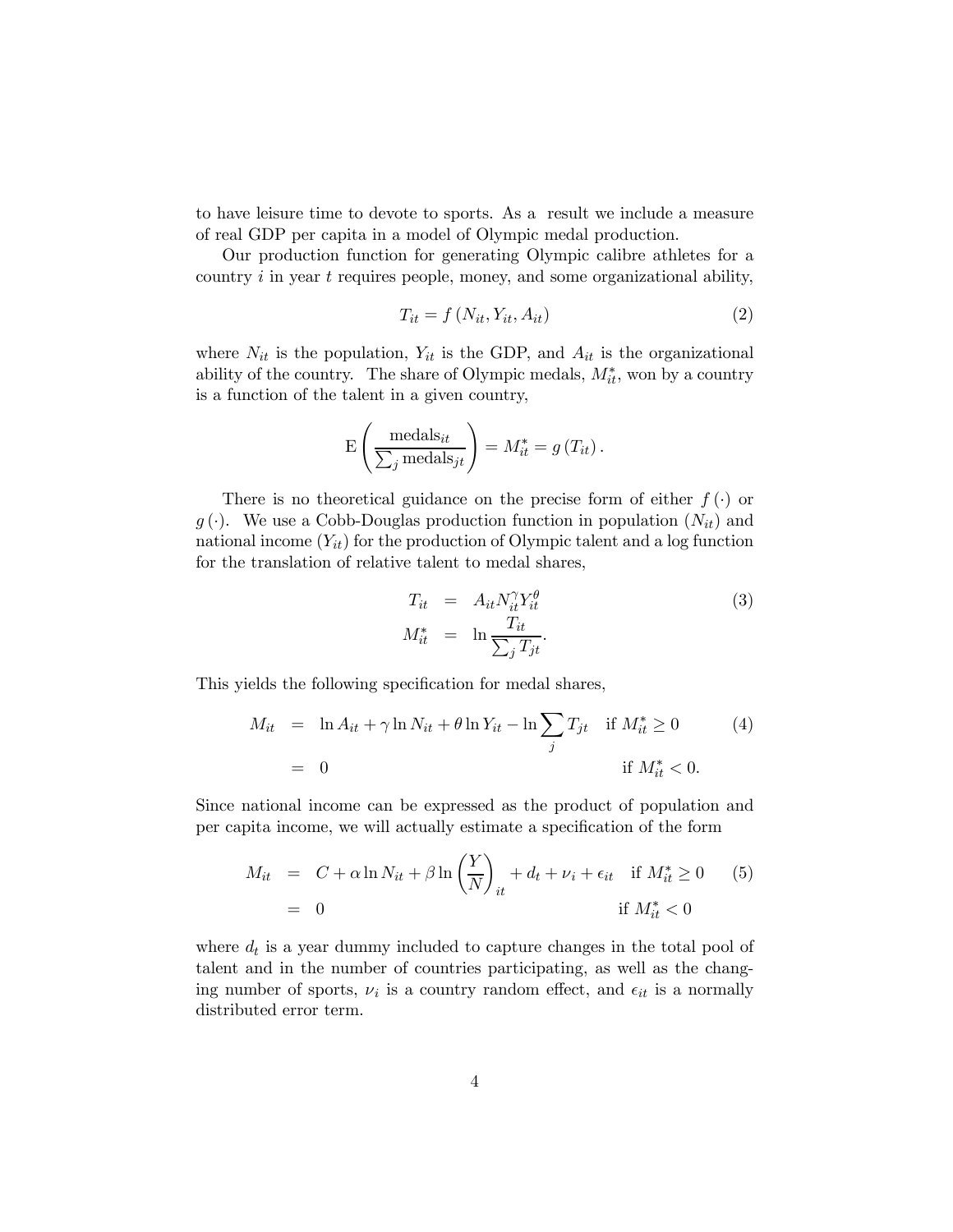to have leisure time to devote to sports. As a result we include a measure of real GDP per capita in a model of Olympic medal production.

Our production function for generating Olympic calibre athletes for a country $i$ in year $t$ requires people, money, and some organizational ability,

$$T_{it} = f\left(N_{it}, Y_{it}, A_{it}\right) \tag{2}$$

where $N_{it}$ is the population, $Y_{it}$ is the GDP, and $A_{it}$ is the organizational ability of the country. The share of Olympic medals, $M_{it}^{*}$, won by a country is a function of the talent in a given country,

$$\mathrm{E}\left(\frac{\text{medals}_{it}}{\sum_j \text{medals}_{jt}}\right) = M_{it}^{*} = g\left(T_{it}\right).$$

There is no theoretical guidance on the precise form of either $f(\cdot)$ or $g(\cdot)$. We use a Cobb-Douglas production function in population ($N_{it}$) and national income ($Y_{it}$) for the production of Olympic talent and a log function for the translation of relative talent to medal shares,

$$\begin{aligned} T_{it} &= A_{it} N_{it}^{\gamma} Y_{it}^{\theta} \\ M_{it}^{*} &= \ln \frac{T_{it}}{\sum_j T_{jt}}. \end{aligned} \tag{3}$$

This yields the following specification for medal shares,

$$\begin{aligned} M_{it} &= \ln A_{it} + \gamma \ln N_{it} + \theta \ln Y_{it} - \ln \sum_j T_{jt} \quad \text{if } M_{it}^{*} \geq 0 \\ &= 0 \qquad\qquad\qquad\qquad\qquad\qquad\qquad\qquad\quad \text{if } M_{it}^{*} < 0. \end{aligned} \tag{4}$$

Since national income can be expressed as the product of population and per capita income, we will actually estimate a specification of the form

$$\begin{aligned} M_{it} &= C + \alpha \ln N_{it} + \beta \ln \left(\frac{Y}{N}\right)_{it} + d_t + \nu_i + \epsilon_{it} \quad \text{if } M_{it}^{*} \geq 0 \\ &= 0 \qquad\qquad\qquad\qquad\qquad\qquad\qquad\qquad\quad \text{if } M_{it}^{*} < 0 \end{aligned} \tag{5}$$

where $d_t$ is a year dummy included to capture changes in the total pool of talent and in the number of countries participating, as well as the changing number of sports, $\nu_i$ is a country random effect, and $\epsilon_{it}$ is a normally distributed error term.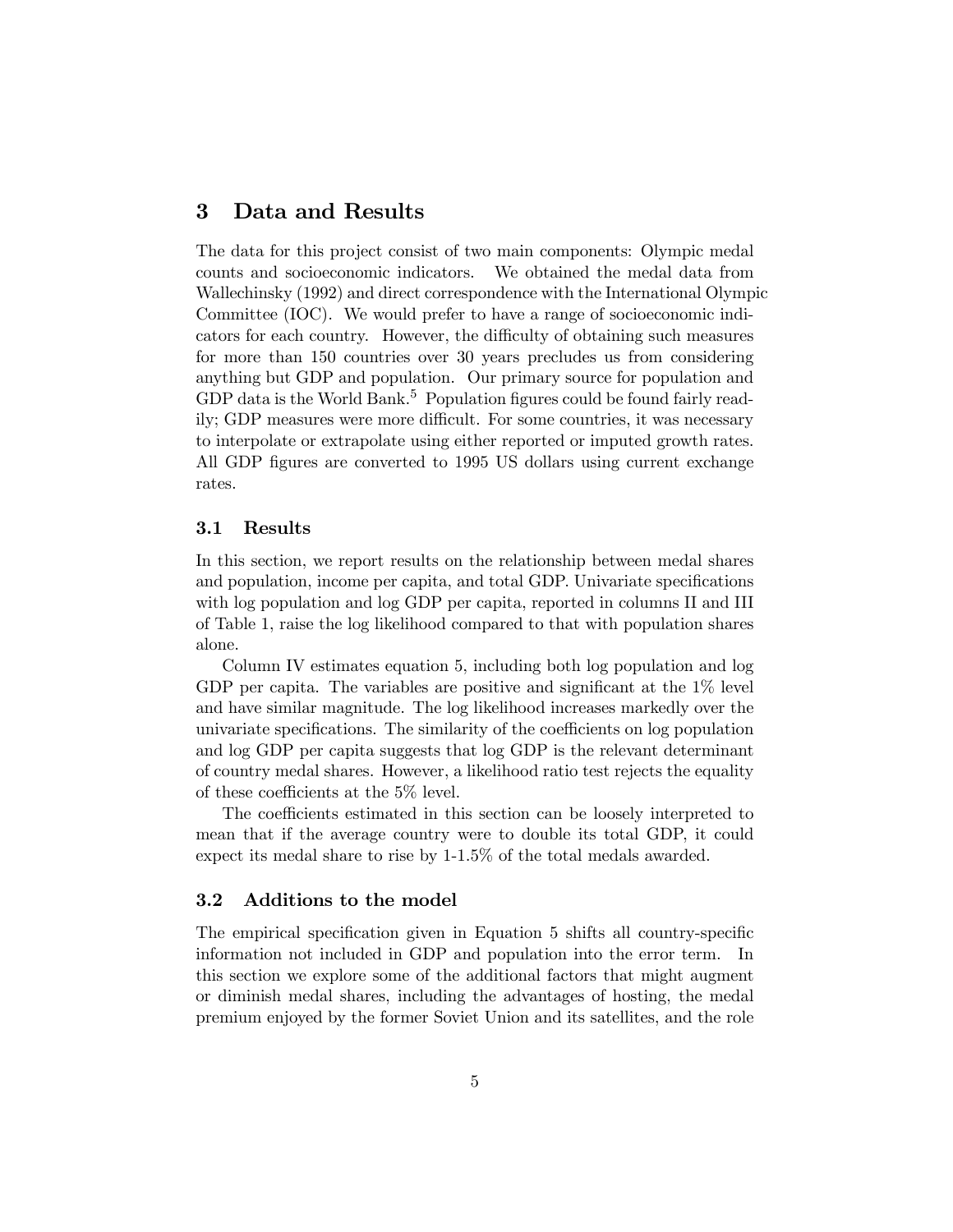## 3 Data and Results

The data for this project consist of two main components: Olympic medal counts and socioeconomic indicators. We obtained the medal data from Wallechinsky (1992) and direct correspondence with the International Olympic Committee (IOC). We would prefer to have a range of socioeconomic indicators for each country. However, the difficulty of obtaining such measures for more than 150 countries over 30 years precludes us from considering anything but GDP and population. Our primary source for population and GDP data is the World Bank.[5] Population figures could be found fairly readily; GDP measures were more difficult. For some countries, it was necessary to interpolate or extrapolate using either reported or imputed growth rates. All GDP figures are converted to 1995 US dollars using current exchange rates.

### 3.1 Results

In this section, we report results on the relationship between medal shares and population, income per capita, and total GDP. Univariate specifications with log population and log GDP per capita, reported in columns II and III of Table 1, raise the log likelihood compared to that with population shares alone.

Column IV estimates equation 5, including both log population and log GDP per capita. The variables are positive and significant at the 1% level and have similar magnitude. The log likelihood increases markedly over the univariate specifications. The similarity of the coefficients on log population and log GDP per capita suggests that log GDP is the relevant determinant of country medal shares. However, a likelihood ratio test rejects the equality of these coefficients at the 5% level.

The coefficients estimated in this section can be loosely interpreted to mean that if the average country were to double its total GDP, it could expect its medal share to rise by 1-1.5% of the total medals awarded.

### 3.2 Additions to the model

The empirical specification given in Equation 5 shifts all country-specific information not included in GDP and population into the error term. In this section we explore some of the additional factors that might augment or diminish medal shares, including the advantages of hosting, the medal premium enjoyed by the former Soviet Union and its satellites, and the role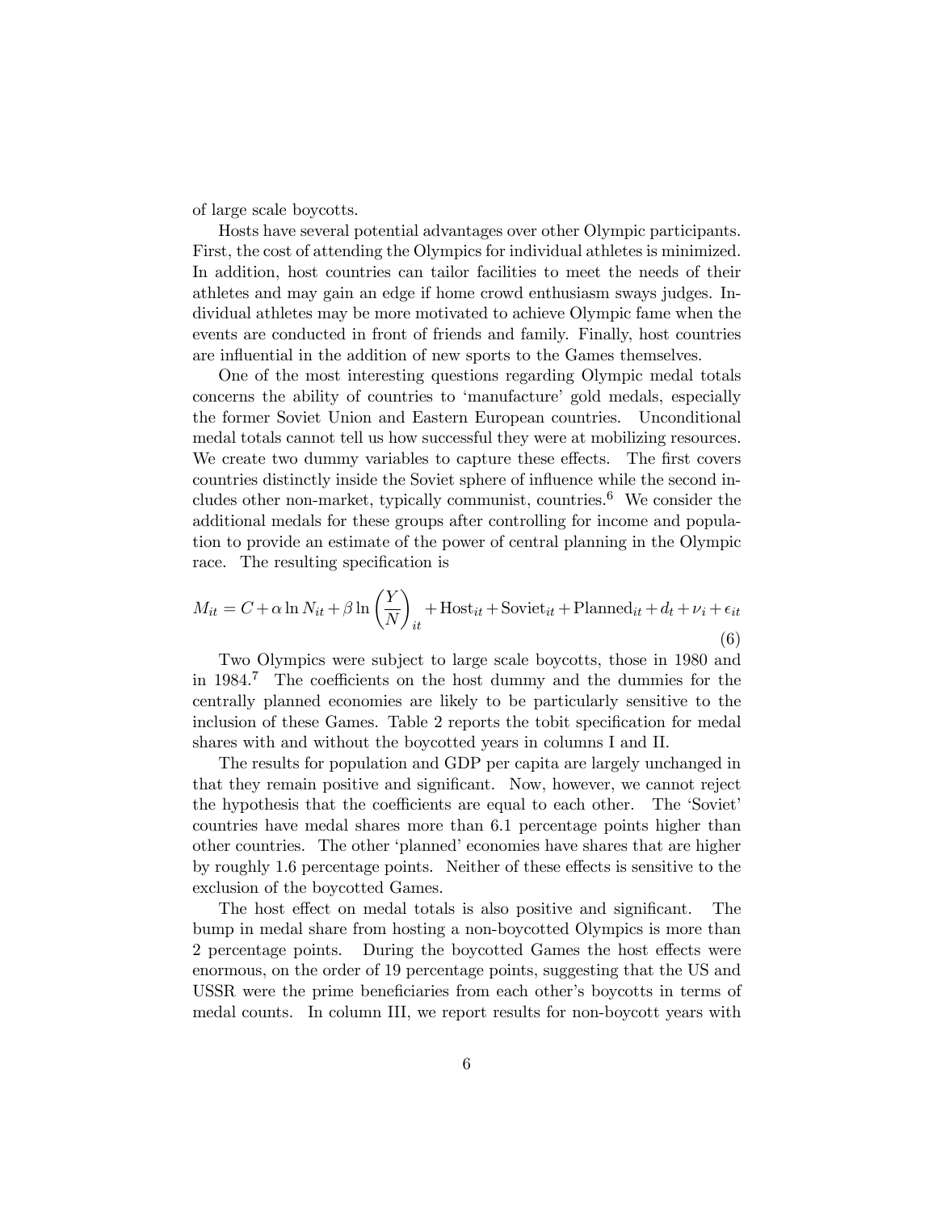of large scale boycotts.

Hosts have several potential advantages over other Olympic participants. First, the cost of attending the Olympics for individual athletes is minimized. In addition, host countries can tailor facilities to meet the needs of their athletes and may gain an edge if home crowd enthusiasm sways judges. Individual athletes may be more motivated to achieve Olympic fame when the events are conducted in front of friends and family. Finally, host countries are influential in the addition of new sports to the Games themselves.

One of the most interesting questions regarding Olympic medal totals concerns the ability of countries to 'manufacture' gold medals, especially the former Soviet Union and Eastern European countries. Unconditional medal totals cannot tell us how successful they were at mobilizing resources. We create two dummy variables to capture these effects. The first covers countries distinctly inside the Soviet sphere of influence while the second includes other non-market, typically communist, countries.[6] We consider the additional medals for these groups after controlling for income and population to provide an estimate of the power of central planning in the Olympic race. The resulting specification is

$$M_{it} = C + \alpha \ln N_{it} + \beta \ln \left(\frac{Y}{N}\right)_{it} + \text{Host}_{it} + \text{Soviet}_{it} + \text{Planned}_{it} + d_t + \nu_i + \epsilon_{it} \tag{6}$$

Two Olympics were subject to large scale boycotts, those in 1980 and in 1984.[7] The coefficients on the host dummy and the dummies for the centrally planned economies are likely to be particularly sensitive to the inclusion of these Games. Table 2 reports the tobit specification for medal shares with and without the boycotted years in columns I and II.

The results for population and GDP per capita are largely unchanged in that they remain positive and significant. Now, however, we cannot reject the hypothesis that the coefficients are equal to each other. The 'Soviet' countries have medal shares more than 6.1 percentage points higher than other countries. The other 'planned' economies have shares that are higher by roughly 1.6 percentage points. Neither of these effects is sensitive to the exclusion of the boycotted Games.

The host effect on medal totals is also positive and significant. The bump in medal share from hosting a non-boycotted Olympics is more than 2 percentage points. During the boycotted Games the host effects were enormous, on the order of 19 percentage points, suggesting that the US and USSR were the prime beneficiaries from each other's boycotts in terms of medal counts. In column III, we report results for non-boycott years with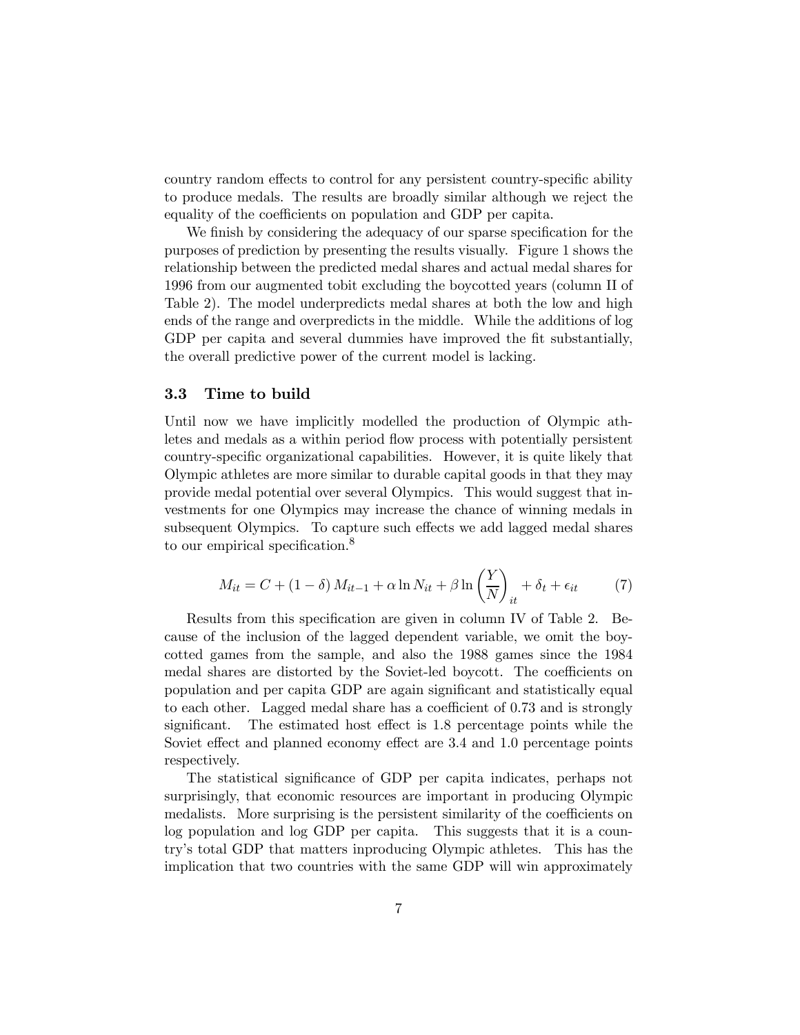country random effects to control for any persistent country-specific ability to produce medals. The results are broadly similar although we reject the equality of the coefficients on population and GDP per capita.

We finish by considering the adequacy of our sparse specification for the purposes of prediction by presenting the results visually. Figure 1 shows the relationship between the predicted medal shares and actual medal shares for 1996 from our augmented tobit excluding the boycotted years (column II of Table 2). The model underpredicts medal shares at both the low and high ends of the range and overpredicts in the middle. While the additions of log GDP per capita and several dummies have improved the fit substantially, the overall predictive power of the current model is lacking.

### 3.3 Time to build

Until now we have implicitly modelled the production of Olympic athletes and medals as a within period flow process with potentially persistent country-specific organizational capabilities. However, it is quite likely that Olympic athletes are more similar to durable capital goods in that they may provide medal potential over several Olympics. This would suggest that investments for one Olympics may increase the chance of winning medals in subsequent Olympics. To capture such effects we add lagged medal shares to our empirical specification.[8]

$$M_{it} = C + (1 - \delta) M_{it-1} + \alpha \ln N_{it} + \beta \ln \left( \frac{Y}{N} \right)_{it} + \delta_t + \epsilon_{it} \tag{7}$$

Results from this specification are given in column IV of Table 2. Because of the inclusion of the lagged dependent variable, we omit the boycotted games from the sample, and also the 1988 games since the 1984 medal shares are distorted by the Soviet-led boycott. The coefficients on population and per capita GDP are again significant and statistically equal to each other. Lagged medal share has a coefficient of 0.73 and is strongly significant. The estimated host effect is 1.8 percentage points while the Soviet effect and planned economy effect are 3.4 and 1.0 percentage points respectively.

The statistical significance of GDP per capita indicates, perhaps not surprisingly, that economic resources are important in producing Olympic medalists. More surprising is the persistent similarity of the coefficients on log population and log GDP per capita. This suggests that it is a country's total GDP that matters inproducing Olympic athletes. This has the implication that two countries with the same GDP will win approximately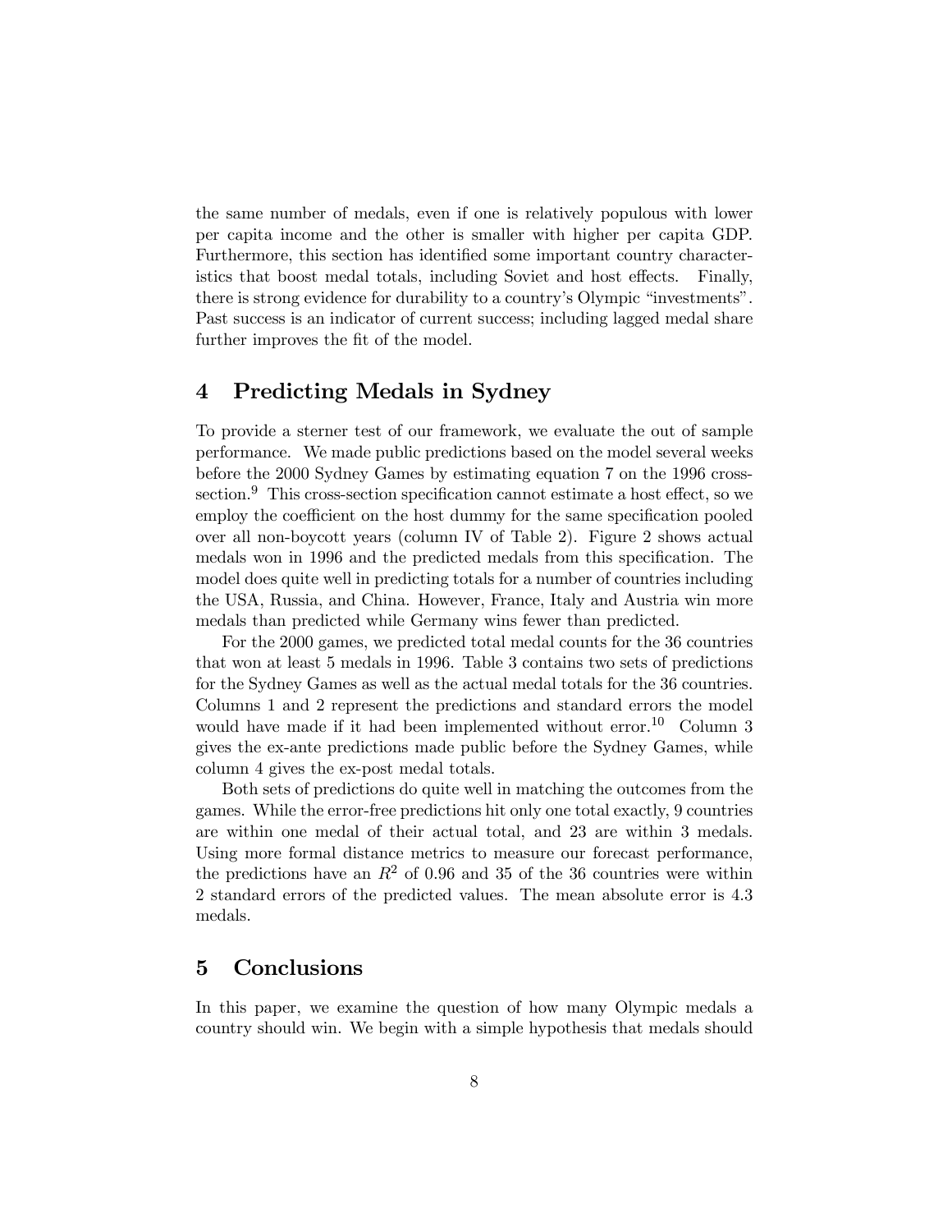the same number of medals, even if one is relatively populous with lower per capita income and the other is smaller with higher per capita GDP. Furthermore, this section has identified some important country characteristics that boost medal totals, including Soviet and host effects. Finally, there is strong evidence for durability to a country's Olympic "investments". Past success is an indicator of current success; including lagged medal share further improves the fit of the model.

## 4 Predicting Medals in Sydney

To provide a sterner test of our framework, we evaluate the out of sample performance. We made public predictions based on the model several weeks before the 2000 Sydney Games by estimating equation 7 on the 1996 cross-section.[9] This cross-section specification cannot estimate a host effect, so we employ the coefficient on the host dummy for the same specification pooled over all non-boycott years (column IV of Table 2). Figure 2 shows actual medals won in 1996 and the predicted medals from this specification. The model does quite well in predicting totals for a number of countries including the USA, Russia, and China. However, France, Italy and Austria win more medals than predicted while Germany wins fewer than predicted.

For the 2000 games, we predicted total medal counts for the 36 countries that won at least 5 medals in 1996. Table 3 contains two sets of predictions for the Sydney Games as well as the actual medal totals for the 36 countries. Columns 1 and 2 represent the predictions and standard errors the model would have made if it had been implemented without error.[10] Column 3 gives the ex-ante predictions made public before the Sydney Games, while column 4 gives the ex-post medal totals.

Both sets of predictions do quite well in matching the outcomes from the games. While the error-free predictions hit only one total exactly, 9 countries are within one medal of their actual total, and 23 are within 3 medals. Using more formal distance metrics to measure our forecast performance, the predictions have an $R^2$ of 0.96 and 35 of the 36 countries were within 2 standard errors of the predicted values. The mean absolute error is 4.3 medals.

## 5 Conclusions

In this paper, we examine the question of how many Olympic medals a country should win. We begin with a simple hypothesis that medals should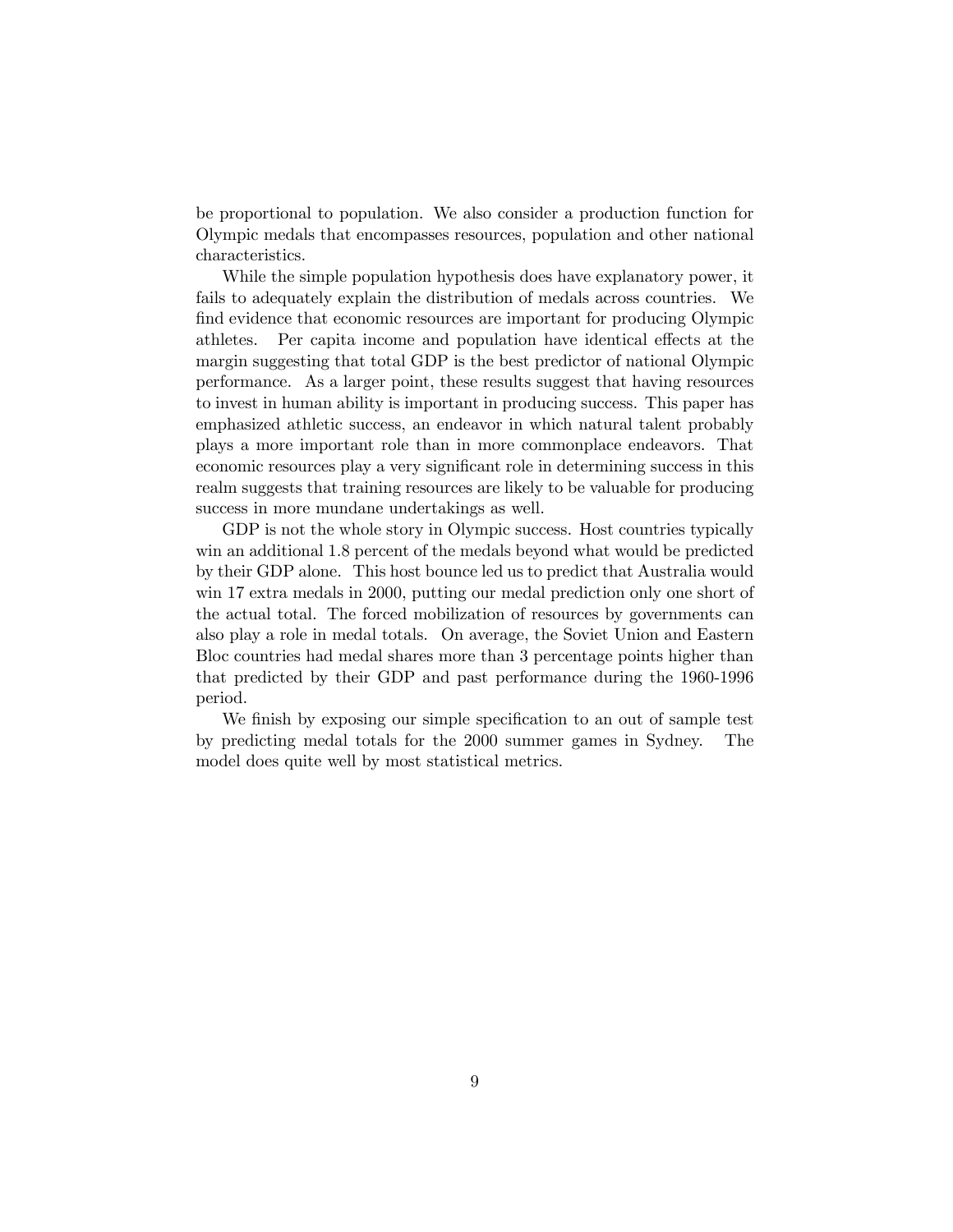be proportional to population. We also consider a production function for Olympic medals that encompasses resources, population and other national characteristics.

While the simple population hypothesis does have explanatory power, it fails to adequately explain the distribution of medals across countries. We find evidence that economic resources are important for producing Olympic athletes. Per capita income and population have identical effects at the margin suggesting that total GDP is the best predictor of national Olympic performance. As a larger point, these results suggest that having resources to invest in human ability is important in producing success. This paper has emphasized athletic success, an endeavor in which natural talent probably plays a more important role than in more commonplace endeavors. That economic resources play a very significant role in determining success in this realm suggests that training resources are likely to be valuable for producing success in more mundane undertakings as well.

GDP is not the whole story in Olympic success. Host countries typically win an additional 1.8 percent of the medals beyond what would be predicted by their GDP alone. This host bounce led us to predict that Australia would win 17 extra medals in 2000, putting our medal prediction only one short of the actual total. The forced mobilization of resources by governments can also play a role in medal totals. On average, the Soviet Union and Eastern Bloc countries had medal shares more than 3 percentage points higher than that predicted by their GDP and past performance during the 1960-1996 period.

We finish by exposing our simple specification to an out of sample test by predicting medal totals for the 2000 summer games in Sydney. The model does quite well by most statistical metrics.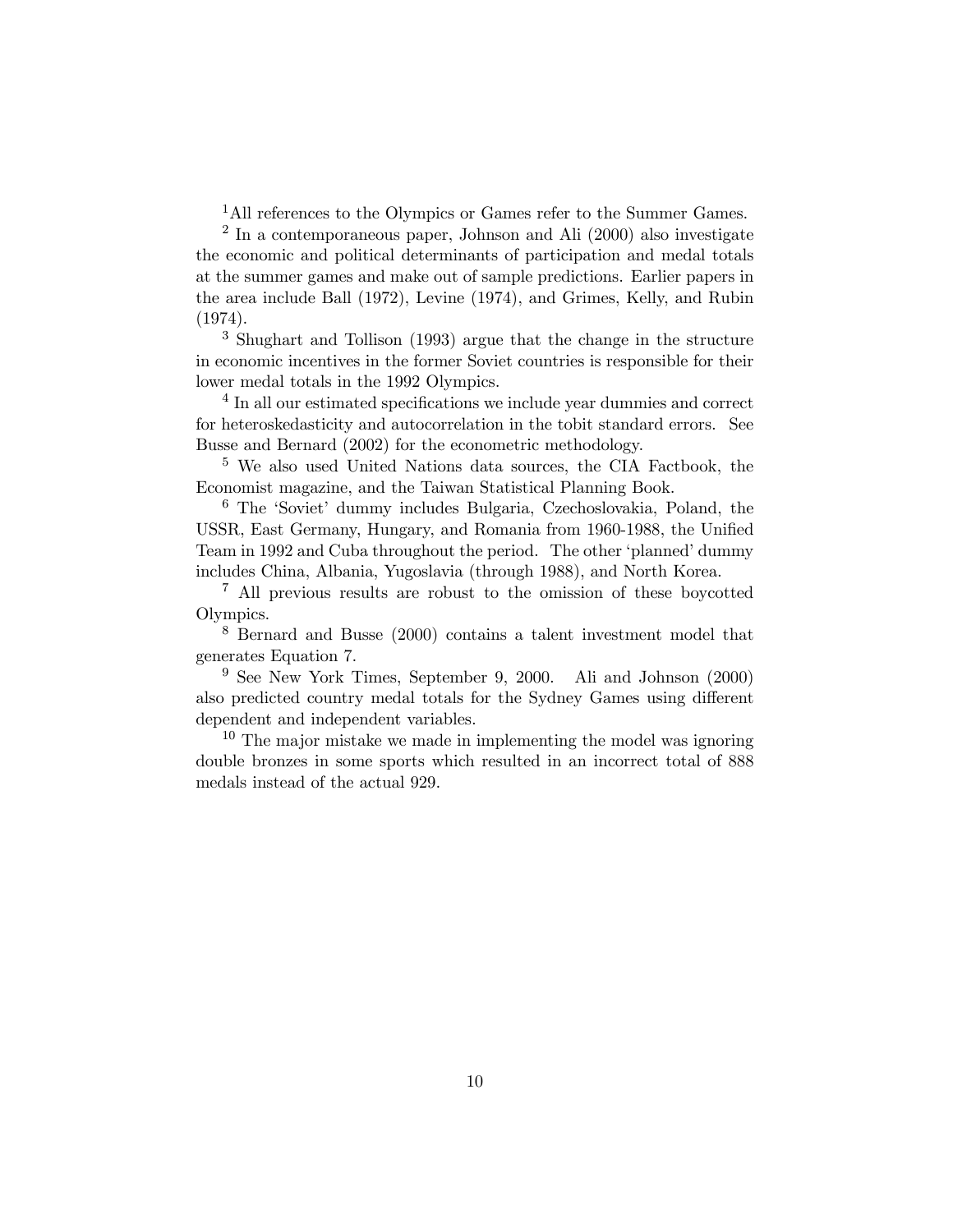[1]All references to the Olympics or Games refer to the Summer Games.

[2] In a contemporaneous paper, Johnson and Ali (2000) also investigate the economic and political determinants of participation and medal totals at the summer games and make out of sample predictions. Earlier papers in the area include Ball (1972), Levine (1974), and Grimes, Kelly, and Rubin (1974).

[3] Shughart and Tollison (1993) argue that the change in the structure in economic incentives in the former Soviet countries is responsible for their lower medal totals in the 1992 Olympics.

[4] In all our estimated specifications we include year dummies and correct for heteroskedasticity and autocorrelation in the tobit standard errors. See Busse and Bernard (2002) for the econometric methodology.

[5] We also used United Nations data sources, the CIA Factbook, the Economist magazine, and the Taiwan Statistical Planning Book.

[6] The 'Soviet' dummy includes Bulgaria, Czechoslovakia, Poland, the USSR, East Germany, Hungary, and Romania from 1960-1988, the Unified Team in 1992 and Cuba throughout the period. The other 'planned' dummy includes China, Albania, Yugoslavia (through 1988), and North Korea.

[7] All previous results are robust to the omission of these boycotted Olympics.

[8] Bernard and Busse (2000) contains a talent investment model that generates Equation 7.

[9] See New York Times, September 9, 2000. Ali and Johnson (2000) also predicted country medal totals for the Sydney Games using different dependent and independent variables.

[10] The major mistake we made in implementing the model was ignoring double bronzes in some sports which resulted in an incorrect total of 888 medals instead of the actual 929.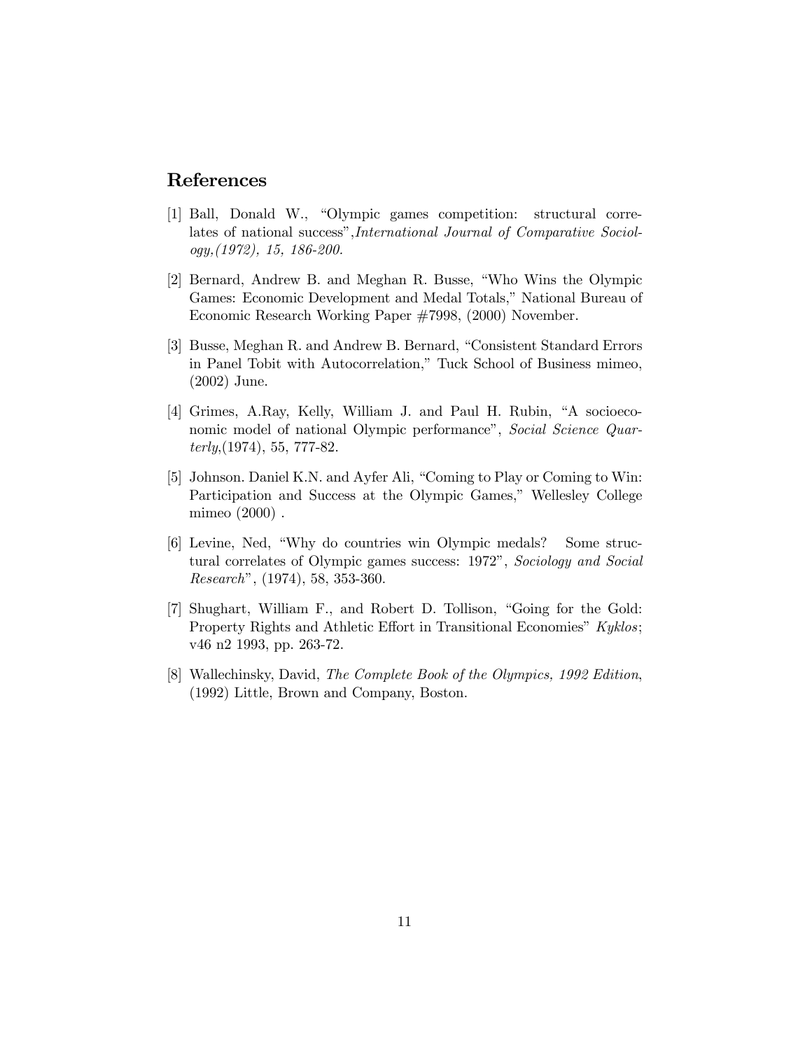## References

[1] Ball, Donald W., "Olympic games competition: structural correlates of national success",*International Journal of Comparative Sociology,(1972), 15, 186-200.*

[2] Bernard, Andrew B. and Meghan R. Busse, "Who Wins the Olympic Games: Economic Development and Medal Totals," National Bureau of Economic Research Working Paper #7998, (2000) November.

[3] Busse, Meghan R. and Andrew B. Bernard, "Consistent Standard Errors in Panel Tobit with Autocorrelation," Tuck School of Business mimeo, (2002) June.

[4] Grimes, A.Ray, Kelly, William J. and Paul H. Rubin, "A socioeconomic model of national Olympic performance", *Social Science Quarterly*,(1974), 55, 777-82.

[5] Johnson. Daniel K.N. and Ayfer Ali, "Coming to Play or Coming to Win: Participation and Success at the Olympic Games," Wellesley College mimeo (2000) .

[6] Levine, Ned, "Why do countries win Olympic medals? Some structural correlates of Olympic games success: 1972", *Sociology and Social Research*", (1974), 58, 353-360.

[7] Shughart, William F., and Robert D. Tollison, "Going for the Gold: Property Rights and Athletic Effort in Transitional Economies" *Kyklos*; v46 n2 1993, pp. 263-72.

[8] Wallechinsky, David, *The Complete Book of the Olympics, 1992 Edition*, (1992) Little, Brown and Company, Boston.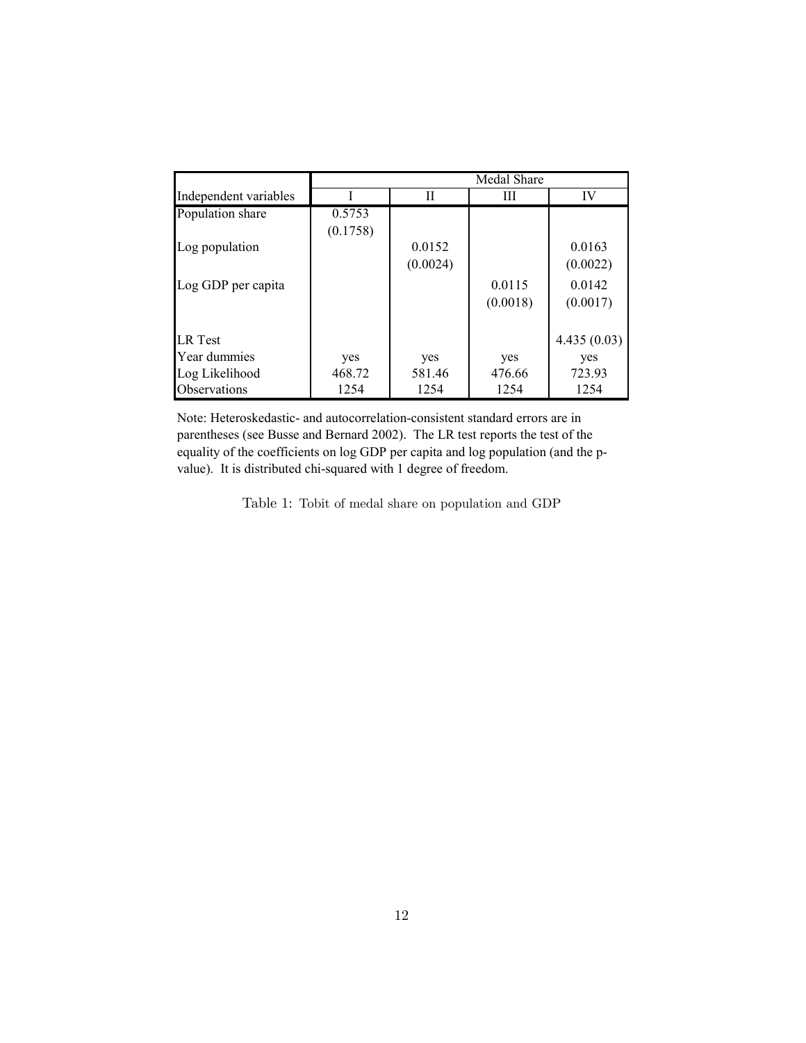| | Medal Share | | | |
|---|---|---|---|---|
| Independent variables | I | II | III | IV |
| Population share | 0.5753 | | | |
| | (0.1758) | | | |
| Log population | | 0.0152 | | 0.0163 |
| | | (0.0024) | | (0.0022) |
| Log GDP per capita | | | 0.0115 | 0.0142 |
| | | | (0.0018) | (0.0017) |
| LR Test | | | | 4.435 (0.03) |
| Year dummies | yes | yes | yes | yes |
| Log Likelihood | 468.72 | 581.46 | 476.66 | 723.93 |
| Observations | 1254 | 1254 | 1254 | 1254 |

Note: Heteroskedastic- and autocorrelation-consistent standard errors are in parentheses (see Busse and Bernard 2002). The LR test reports the test of the equality of the coefficients on log GDP per capita and log population (and the p-value). It is distributed chi-squared with 1 degree of freedom.

Table 1: Tobit of medal share on population and GDP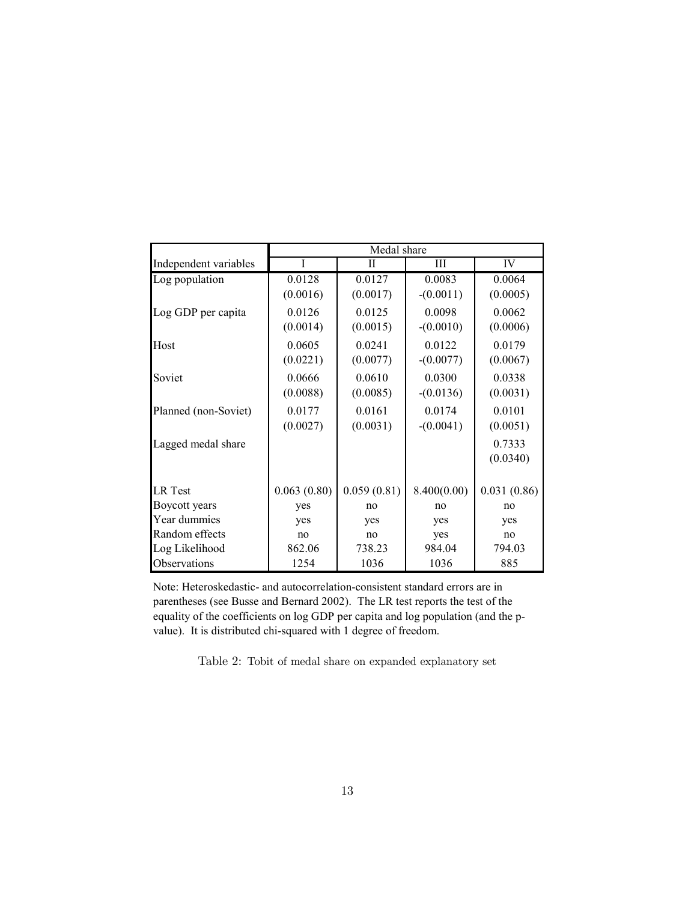| | Medal share | | | |
|---|---|---|---|---|
| Independent variables | I | II | III | IV |
| Log population | 0.0128 | 0.0127 | 0.0083 | 0.0064 |
| | (0.0016) | (0.0017) | -(0.0011) | (0.0005) |
| Log GDP per capita | 0.0126 | 0.0125 | 0.0098 | 0.0062 |
| | (0.0014) | (0.0015) | -(0.0010) | (0.0006) |
| Host | 0.0605 | 0.0241 | 0.0122 | 0.0179 |
| | (0.0221) | (0.0077) | -(0.0077) | (0.0067) |
| Soviet | 0.0666 | 0.0610 | 0.0300 | 0.0338 |
| | (0.0088) | (0.0085) | -(0.0136) | (0.0031) |
| Planned (non-Soviet) | 0.0177 | 0.0161 | 0.0174 | 0.0101 |
| | (0.0027) | (0.0031) | -(0.0041) | (0.0051) |
| Lagged medal share | | | | 0.7333 |
| | | | | (0.0340) |
| LR Test | 0.063 (0.80) | 0.059 (0.81) | 8.400(0.00) | 0.031 (0.86) |
| Boycott years | yes | no | no | no |
| Year dummies | yes | yes | yes | yes |
| Random effects | no | no | yes | no |
| Log Likelihood | 862.06 | 738.23 | 984.04 | 794.03 |
| Observations | 1254 | 1036 | 1036 | 885 |

Note: Heteroskedastic- and autocorrelation-consistent standard errors are in parentheses (see Busse and Bernard 2002). The LR test reports the test of the equality of the coefficients on log GDP per capita and log population (and the p-value). It is distributed chi-squared with 1 degree of freedom.

Table 2: Tobit of medal share on expanded explanatory set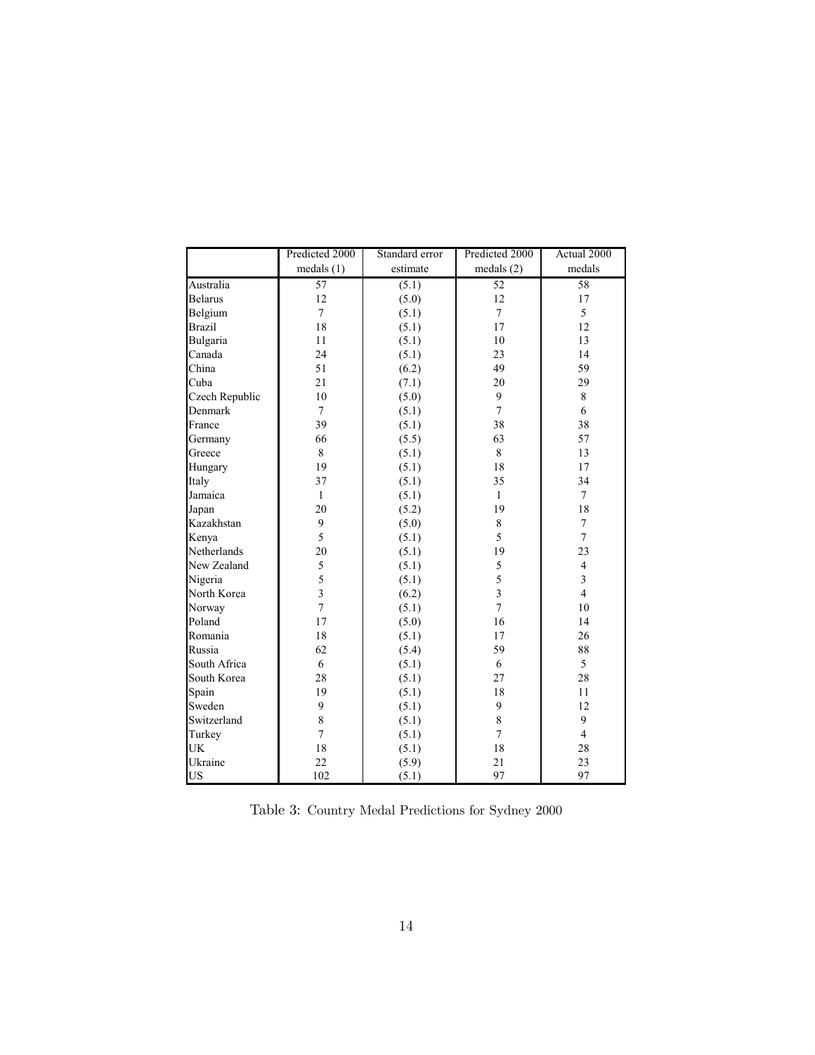| | Predicted 2000 medals (1) | Standard error estimate | Predicted 2000 medals (2) | Actual 2000 medals |
|---|---|---|---|---|
| Australia | 57 | (5.1) | 52 | 58 |
| Belarus | 12 | (5.0) | 12 | 17 |
| Belgium | 7 | (5.1) | 7 | 5 |
| Brazil | 18 | (5.1) | 17 | 12 |
| Bulgaria | 11 | (5.1) | 10 | 13 |
| Canada | 24 | (5.1) | 23 | 14 |
| China | 51 | (6.2) | 49 | 59 |
| Cuba | 21 | (7.1) | 20 | 29 |
| Czech Republic | 10 | (5.0) | 9 | 8 |
| Denmark | 7 | (5.1) | 7 | 6 |
| France | 39 | (5.1) | 38 | 38 |
| Germany | 66 | (5.5) | 63 | 57 |
| Greece | 8 | (5.1) | 8 | 13 |
| Hungary | 19 | (5.1) | 18 | 17 |
| Italy | 37 | (5.1) | 35 | 34 |
| Jamaica | 1 | (5.1) | 1 | 7 |
| Japan | 20 | (5.2) | 19 | 18 |
| Kazakhstan | 9 | (5.0) | 8 | 7 |
| Kenya | 5 | (5.1) | 5 | 7 |
| Netherlands | 20 | (5.1) | 19 | 23 |
| New Zealand | 5 | (5.1) | 5 | 4 |
| Nigeria | 5 | (5.1) | 5 | 3 |
| North Korea | 3 | (6.2) | 3 | 4 |
| Norway | 7 | (5.1) | 7 | 10 |
| Poland | 17 | (5.0) | 16 | 14 |
| Romania | 18 | (5.1) | 17 | 26 |
| Russia | 62 | (5.4) | 59 | 88 |
| South Africa | 6 | (5.1) | 6 | 5 |
| South Korea | 28 | (5.1) | 27 | 28 |
| Spain | 19 | (5.1) | 18 | 11 |
| Sweden | 9 | (5.1) | 9 | 12 |
| Switzerland | 8 | (5.1) | 8 | 9 |
| Turkey | 7 | (5.1) | 7 | 4 |
| UK | 18 | (5.1) | 18 | 28 |
| Ukraine | 22 | (5.9) | 21 | 23 |
| US | 102 | (5.1) | 97 | 97 |

Table 3: Country Medal Predictions for Sydney 2000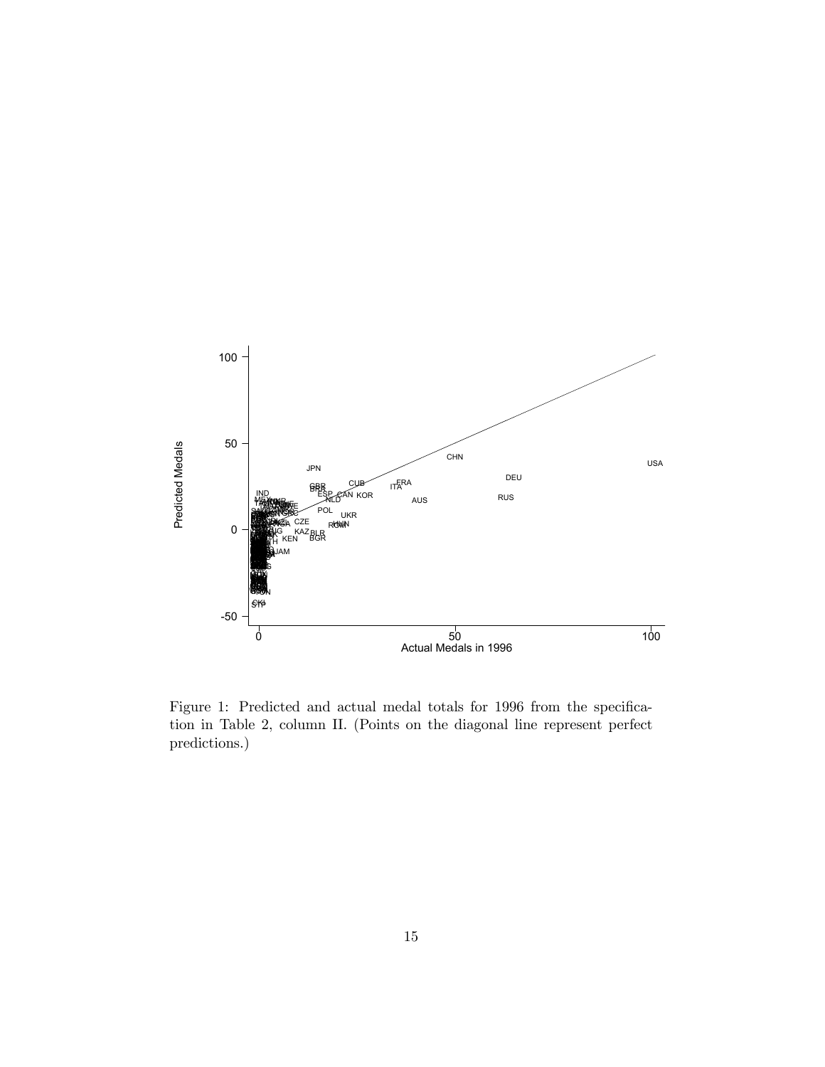Figure 1: Predicted and actual medal totals for 1996 from the specification in Table 2, column II. (Points on the diagonal line represent perfect predictions.)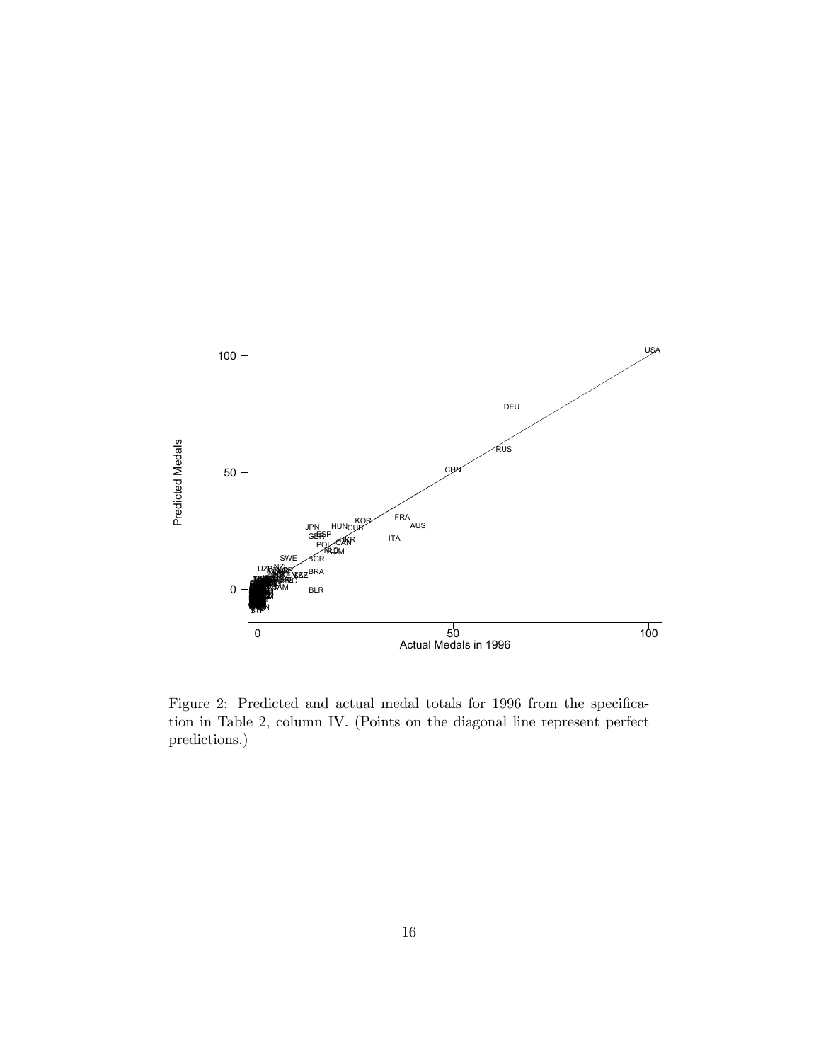Predicted Medals

100

50

0

0

50

100

Actual Medals in 1996

USA

DEU

RUS

CHN

FRA

AUS

KOR

HUN

CUB

JPN

ESP

GBR

UKR

CAN

POL

ITA

NLD

ROM

SWE

BGR

BRA

BLR

Figure 2: Predicted and actual medal totals for 1996 from the specification in Table 2, column IV. (Points on the diagonal line represent perfect predictions.)